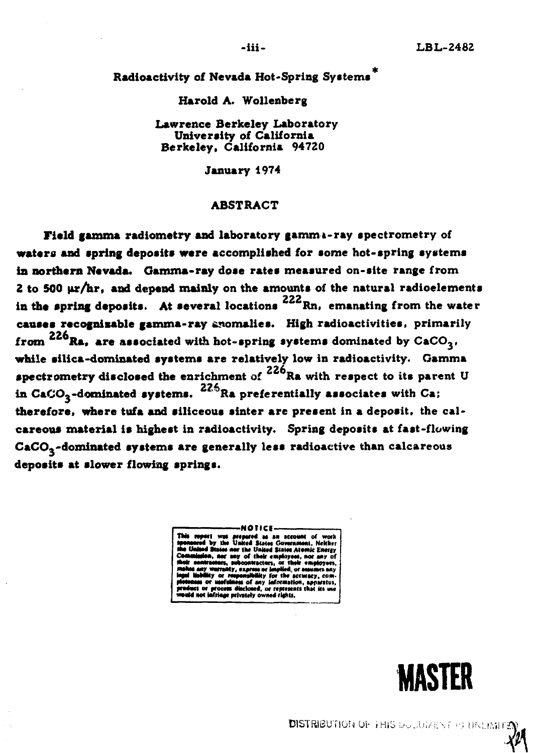# Radioactivity of Nevada Hot-Spring Systems*

Harold A. Wollenberg

Lawrence Berkeley Laboratory
University of California
Berkeley, California 94720

January 1974

## ABSTRACT

Field gamma radiometry and laboratory gamma-ray spectrometry of waters and spring deposits were accomplished for some hot-spring systems in northern Nevada. Gamma-ray dose rates measured on-site range from 2 to 500 μr/hr, and depend mainly on the amounts of the natural radioelements in the spring deposits. At several locations $^{222}$Rn, emanating from the water causes recognizable gamma-ray anomalies. High radioactivities, primarily from $^{226}$Ra, are associated with hot-spring systems dominated by $CaCO_3$, while silica-dominated systems are relatively low in radioactivity. Gamma spectrometry disclosed the enrichment of $^{226}$Ra with respect to its parent U in $CaCO_3$-dominated systems. $^{226}$Ra preferentially associates with Ca; therefore, where tufa and siliceous sinter are present in a deposit, the calcareous material is highest in radioactivity. Spring deposits at fast-flowing $CaCO_3$-dominated systems are generally less radioactive than calcareous deposits at slower flowing springs.

NOTICE

This report was prepared as an account of work sponsored by the United States Government. Neither the United States nor the United States Atomic Energy Commission, nor any of their employees, nor any of their contractors, subcontractors, or their employees, makes any warranty, express or implied, or assumes any legal liability or responsibility for the accuracy, completeness or usefulness of any information, apparatus, product or process disclosed, or represents that its use would not infringe privately owned rights.

MASTER

DISTRIBUTION OF THIS DOCUMENT IS UNLIMITED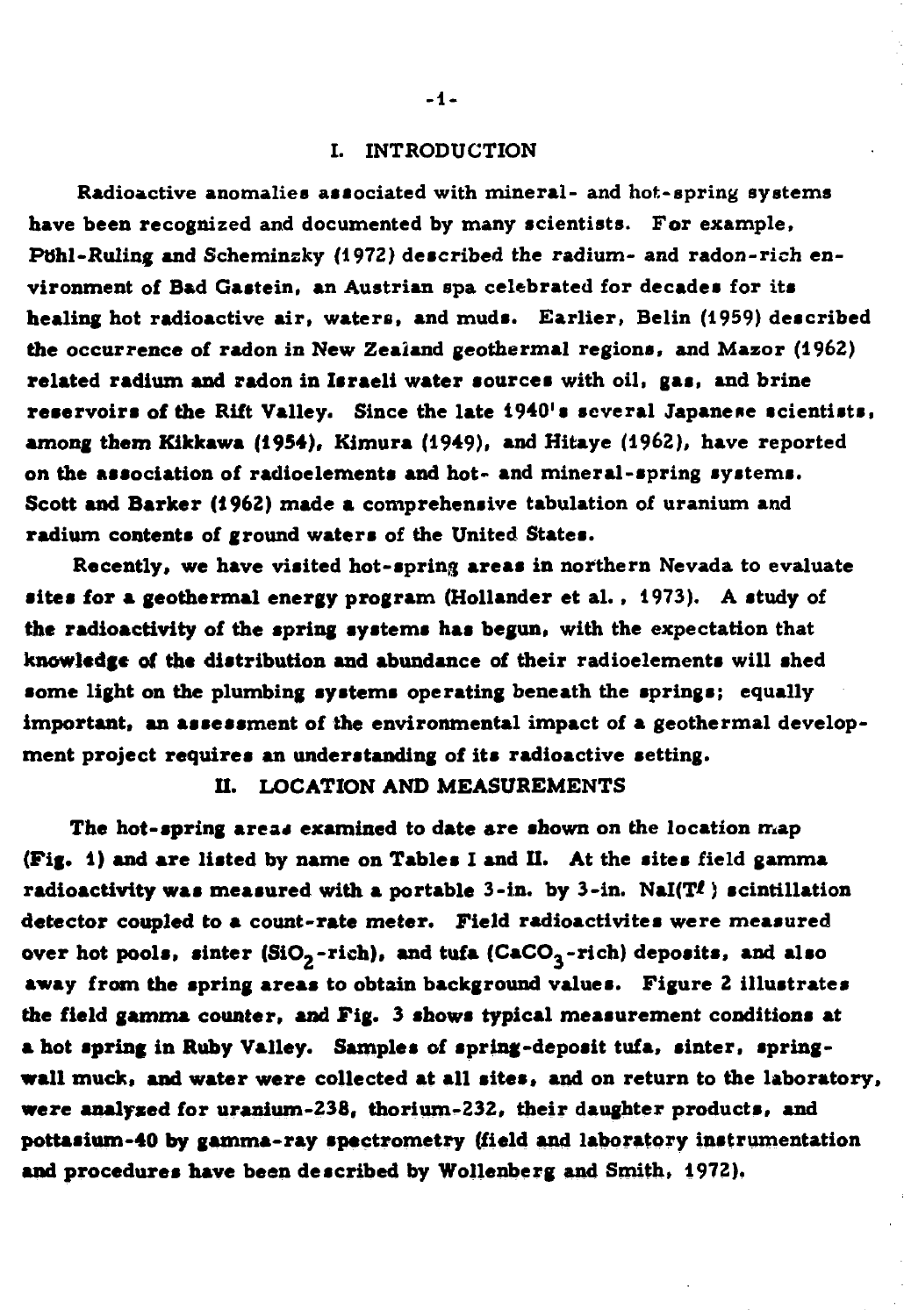## I. INTRODUCTION

Radioactive anomalies associated with mineral- and hot-spring systems have been recognized and documented by many scientists. For example, Pöhl-Ruling and Scheminzky (1972) described the radium- and radon-rich environment of Bad Gastein, an Austrian spa celebrated for decades for its healing hot radioactive air, waters, and muds. Earlier, Belin (1959) described the occurrence of radon in New Zealand geothermal regions, and Mazor (1962) related radium and radon in Israeli water sources with oil, gas, and brine reservoirs of the Rift Valley. Since the late 1940's several Japanese scientists, among them Kikkawa (1954), Kimura (1949), and Hitaye (1962), have reported on the association of radioelements and hot- and mineral-spring systems. Scott and Barker (1962) made a comprehensive tabulation of uranium and radium contents of ground waters of the United States.

Recently, we have visited hot-spring areas in northern Nevada to evaluate sites for a geothermal energy program (Hollander et al., 1973). A study of the radioactivity of the spring systems has begun, with the expectation that knowledge of the distribution and abundance of their radioelements will shed some light on the plumbing systems operating beneath the springs; equally important, an assessment of the environmental impact of a geothermal development project requires an understanding of its radioactive setting.

## II. LOCATION AND MEASUREMENTS

The hot-spring areas examined to date are shown on the location map (Fig. 1) and are listed by name on Tables I and II. At the sites field gamma radioactivity was measured with a portable 3-in. by 3-in. NaI(Tℓ) scintillation detector coupled to a count-rate meter. Field radioactivites were measured over hot pools, sinter ($SiO_2$-rich), and tufa ($CaCO_3$-rich) deposits, and also away from the spring areas to obtain background values. Figure 2 illustrates the field gamma counter, and Fig. 3 shows typical measurement conditions at a hot spring in Ruby Valley. Samples of spring-deposit tufa, sinter, spring-wall muck, and water were collected at all sites, and on return to the laboratory, were analyzed for uranium-238, thorium-232, their daughter products, and pottassium-40 by gamma-ray spectrometry (field and laboratory instrumentation and procedures have been described by Wollenberg and Smith, 1972).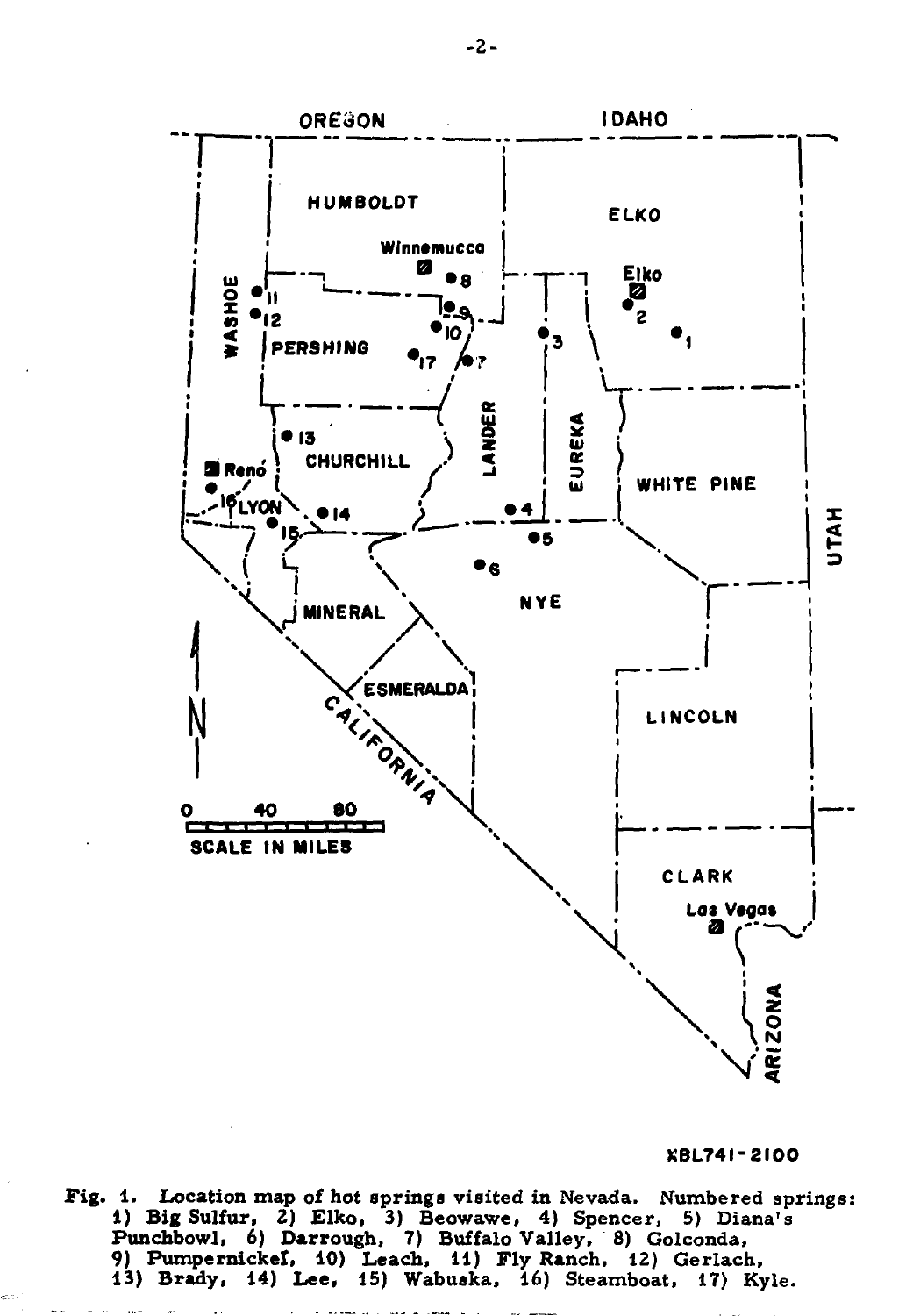XBL741-2100

Fig. 1. Location map of hot springs visited in Nevada. Numbered springs: 1) Big Sulfur, 2) Elko, 3) Beowawe, 4) Spencer, 5) Diana's Punchbowl, 6) Darrough, 7) Buffalo Valley, 8) Golconda, 9) Pumpernickel, 10) Leach, 11) Fly Ranch, 12) Gerlach, 13) Brady, 14) Lee, 15) Wabuska, 16) Steamboat, 17) Kyle.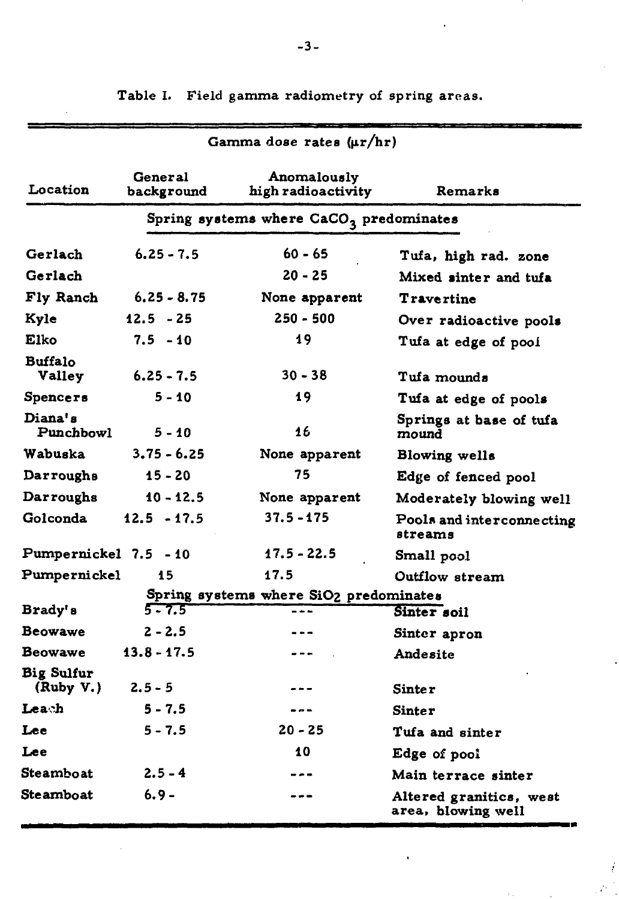Table I. Field gamma radiometry of spring areas.

| Location | Gamma dose rates (μr/hr) General background | Anomalously high radioactivity | Remarks |
|---|---|---|---|
| **Spring systems where $CaCO_3$ predominates** | | | |
| Gerlach | 6.25 - 7.5 | 60 - 65 | Tufa, high rad. zone |
| Gerlach | | 20 - 25 | Mixed sinter and tufa |
| Fly Ranch | 6.25 - 8.75 | None apparent | Travertine |
| Kyle | 12.5 - 25 | 250 - 500 | Over radioactive pools |
| Elko | 7.5 - 10 | 19 | Tufa at edge of pool |
| Buffalo Valley | 6.25 - 7.5 | 30 - 38 | Tufa mounds |
| Spencers | 5 - 10 | 19 | Tufa at edge of pools |
| Diana's Punchbowl | 5 - 10 | 16 | Springs at base of tufa mound |
| Wabuska | 3.75 - 6.25 | None apparent | Blowing wells |
| Darroughs | 15 - 20 | 75 | Edge of fenced pool |
| Darroughs | 10 - 12.5 | None apparent | Moderately blowing well |
| Golconda | 12.5 - 17.5 | 37.5 - 175 | Pools and interconnecting streams |
| Pumpernickel | 7.5 - 10 | 17.5 - 22.5 | Small pool |
| Pumpernickel | 15 | 17.5 | Outflow stream |
| **Spring systems where $SiO_2$ predominates** | | | |
| Brady's | 5 - 7.5 | --- | Sinter soil |
| Beowawe | 2 - 2.5 | --- | Sinter apron |
| Beowawe | 13.8 - 17.5 | --- | Andesite |
| Big Sulfur (Ruby V.) | 2.5 - 5 | --- | Sinter |
| Leach | 5 - 7.5 | --- | Sinter |
| Lee | 5 - 7.5 | 20 - 25 | Tufa and sinter |
| Lee | | 10 | Edge of pool |
| Steamboat | 2.5 - 4 | --- | Main terrace sinter |
| Steamboat | 6.9 - | --- | Altered granitics, west area, blowing well |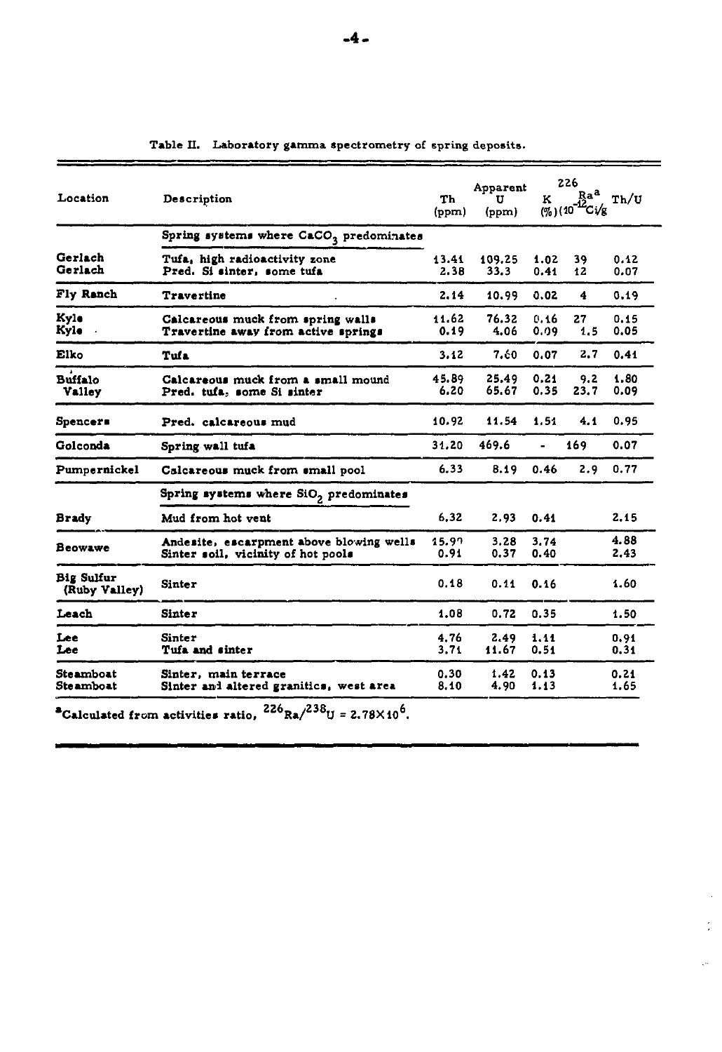Table II. Laboratory gamma spectrometry of spring deposits.

| Location | Description | Th (ppm) | Apparent U (ppm) | K (%) | $^{226}Ra^{a}$ $(10^{-12}Ci/g)$ | Th/U |
|---|---|---|---|---|---|---|
| | Spring systems where $CaCO_3$ predominates | | | | | |
| Gerlach | Tufa, high radioactivity zone | 13.41 | 109.25 | 1.02 | 39 | 0.12 |
| Gerlach | Pred. Si sinter, some tufa | 2.38 | 33.3 | 0.41 | 12 | 0.07 |
| Fly Ranch | Travertine | 2.14 | 10.99 | 0.02 | 4 | 0.19 |
| Kyle | Calcareous muck from spring walls | 11.62 | 76.32 | 0.16 | 27 | 0.15 |
| Kyle | Travertine away from active springs | 0.19 | 4.06 | 0.09 | 1.5 | 0.05 |
| Elko | Tufa | 3.12 | 7.60 | 0.07 | 2.7 | 0.41 |
| Buffalo Valley | Calcareous muck from a small mound | 45.89 | 25.49 | 0.21 | 9.2 | 1.80 |
| | Pred. tufa, some Si sinter | 6.20 | 65.67 | 0.35 | 23.7 | 0.09 |
| Spencers | Pred. calcareous mud | 10.92 | 11.54 | 1.51 | 4.1 | 0.95 |
| Golconda | Spring wall tufa | 31.20 | 469.6 | - | 169 | 0.07 |
| Pumpernickel | Calcareous muck from small pool | 6.33 | 8.19 | 0.46 | 2.9 | 0.77 |
| | Spring systems where $SiO_2$ predominates | | | | | |
| Brady | Mud from hot vent | 6.32 | 2.93 | 0.41 | | 2.15 |
| Beowawe | Andesite, escarpment above blowing wells | 15.90 | 3.28 | 3.74 | | 4.88 |
| | Sinter soil, vicinity of hot pools | 0.91 | 0.37 | 0.40 | | 2.43 |
| Big Sulfur (Ruby Valley) | Sinter | 0.18 | 0.11 | 0.16 | | 1.60 |
| Leach | Sinter | 1.08 | 0.72 | 0.35 | | 1.50 |
| Lee | Sinter | 4.76 | 2.49 | 1.11 | | 0.91 |
| Lee | Tufa and sinter | 3.71 | 11.67 | 0.51 | | 0.31 |
| Steamboat | Sinter, main terrace | 0.30 | 1.42 | 0.13 | | 0.21 |
| Steamboat | Sinter and altered granitics, west area | 8.10 | 4.90 | 1.13 | | 1.65 |

[a]Calculated from activities ratio, $^{226}Ra/^{238}U = 2.78 \times 10^{6}$.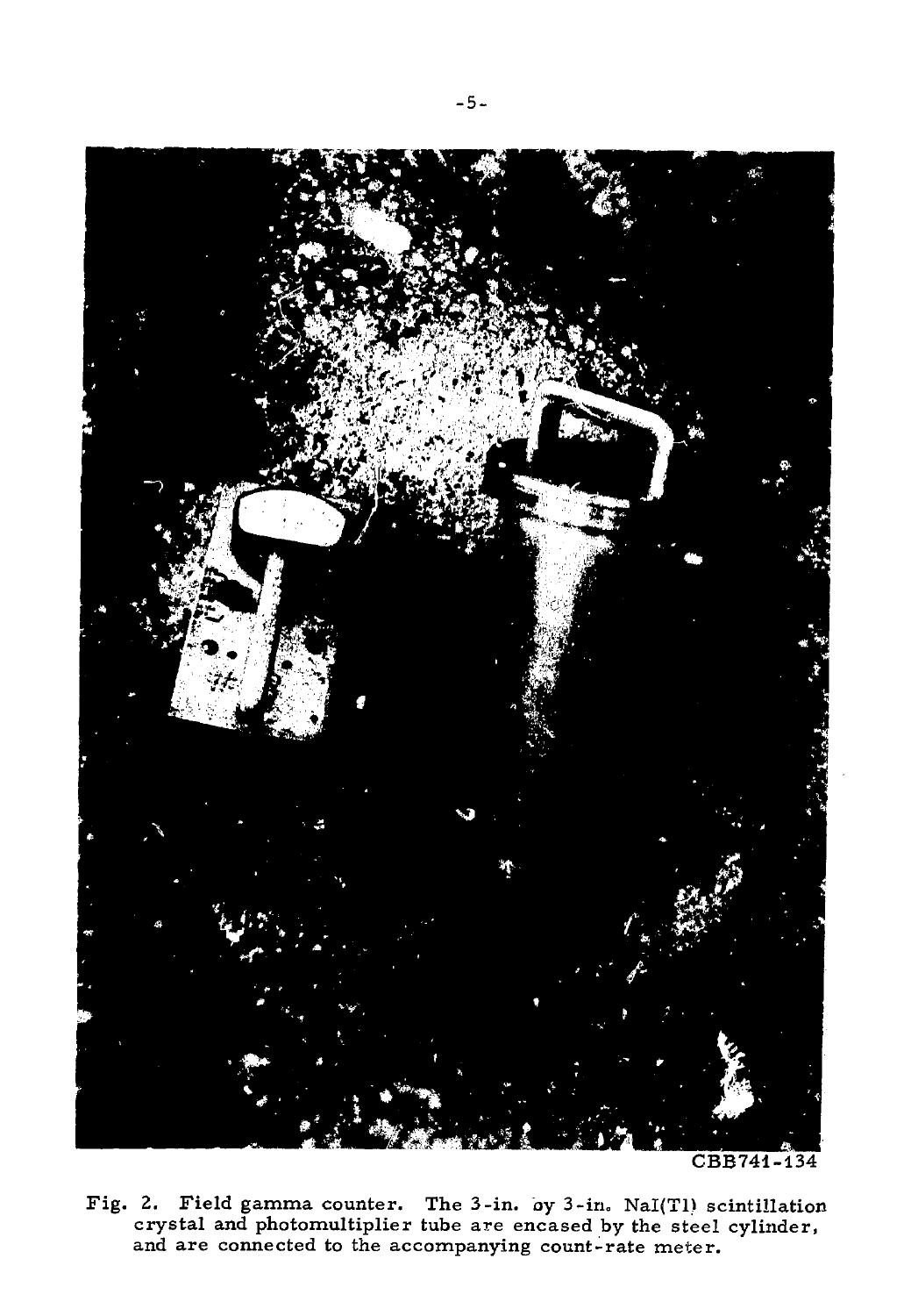CBB741-134

Fig. 2. Field gamma counter. The 3-in. by 3-in. NaI(Tl) scintillation crystal and photomultiplier tube are encased by the steel cylinder, and are connected to the accompanying count-rate meter.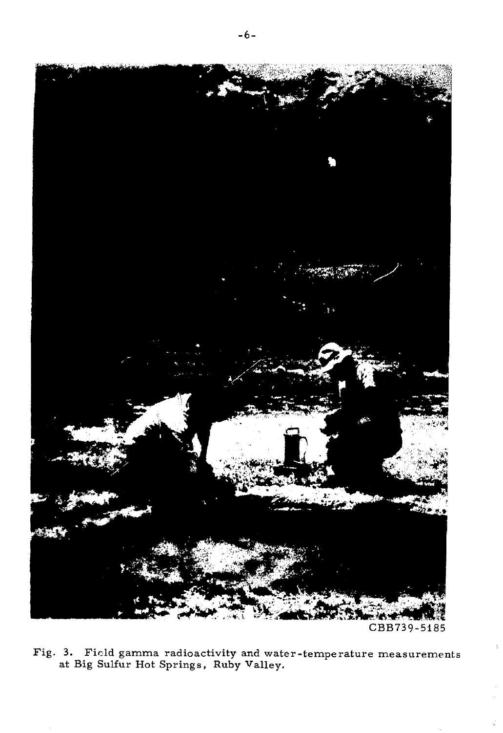CBB739-5185

Fig. 3. Field gamma radioactivity and water-temperature measurements at Big Sulfur Hot Springs, Ruby Valley.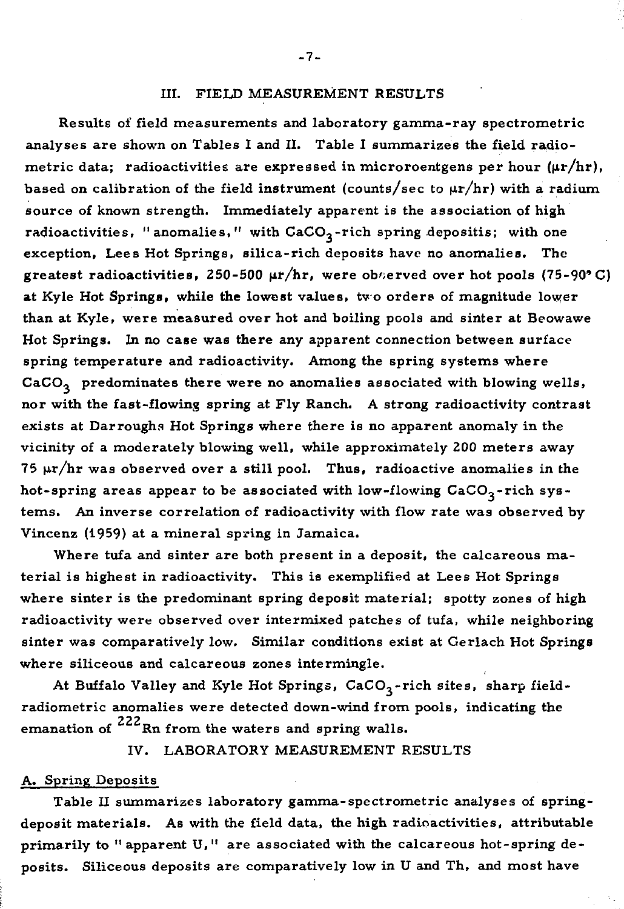## III. FIELD MEASUREMENT RESULTS

Results of field measurements and laboratory gamma-ray spectrometric analyses are shown on Tables I and II. Table I summarizes the field radiometric data; radioactivities are expressed in microroentgens per hour ($\mu r/hr$), based on calibration of the field instrument (counts/sec to $\mu r/hr$) with a radium source of known strength. Immediately apparent is the association of high radioactivities, "anomalies," with $CaCO_3$-rich spring depositis; with one exception, Lees Hot Springs, silica-rich deposits have no anomalies. The greatest radioactivities, 250-500 $\mu r/hr$, were observed over hot pools (75-90° C) at Kyle Hot Springs, while the lowest values, two orders of magnitude lower than at Kyle, were measured over hot and boiling pools and sinter at Beowawe Hot Springs. In no case was there any apparent connection between surface spring temperature and radioactivity. Among the spring systems where $CaCO_3$ predominates there were no anomalies associated with blowing wells, nor with the fast-flowing spring at Fly Ranch. A strong radioactivity contrast exists at Darroughs Hot Springs where there is no apparent anomaly in the vicinity of a moderately blowing well, while approximately 200 meters away 75 $\mu r/hr$ was observed over a still pool. Thus, radioactive anomalies in the hot-spring areas appear to be associated with low-flowing $CaCO_3$-rich systems. An inverse correlation of radioactivity with flow rate was observed by Vincenz (1959) at a mineral spring in Jamaica.

Where tufa and sinter are both present in a deposit, the calcareous material is highest in radioactivity. This is exemplified at Lees Hot Springs where sinter is the predominant spring deposit material; spotty zones of high radioactivity were observed over intermixed patches of tufa, while neighboring sinter was comparatively low. Similar conditions exist at Gerlach Hot Springs where siliceous and calcareous zones intermingle.

At Buffalo Valley and Kyle Hot Springs, $CaCO_3$-rich sites, sharp field-radiometric anomalies were detected down-wind from pools, indicating the emanation of $^{222}Rn$ from the waters and spring walls.

## IV. LABORATORY MEASUREMENT RESULTS

### A. Spring Deposits

Table II summarizes laboratory gamma-spectrometric analyses of spring-deposit materials. As with the field data, the high radioactivities, attributable primarily to "apparent U," are associated with the calcareous hot-spring deposits. Siliceous deposits are comparatively low in U and Th, and most have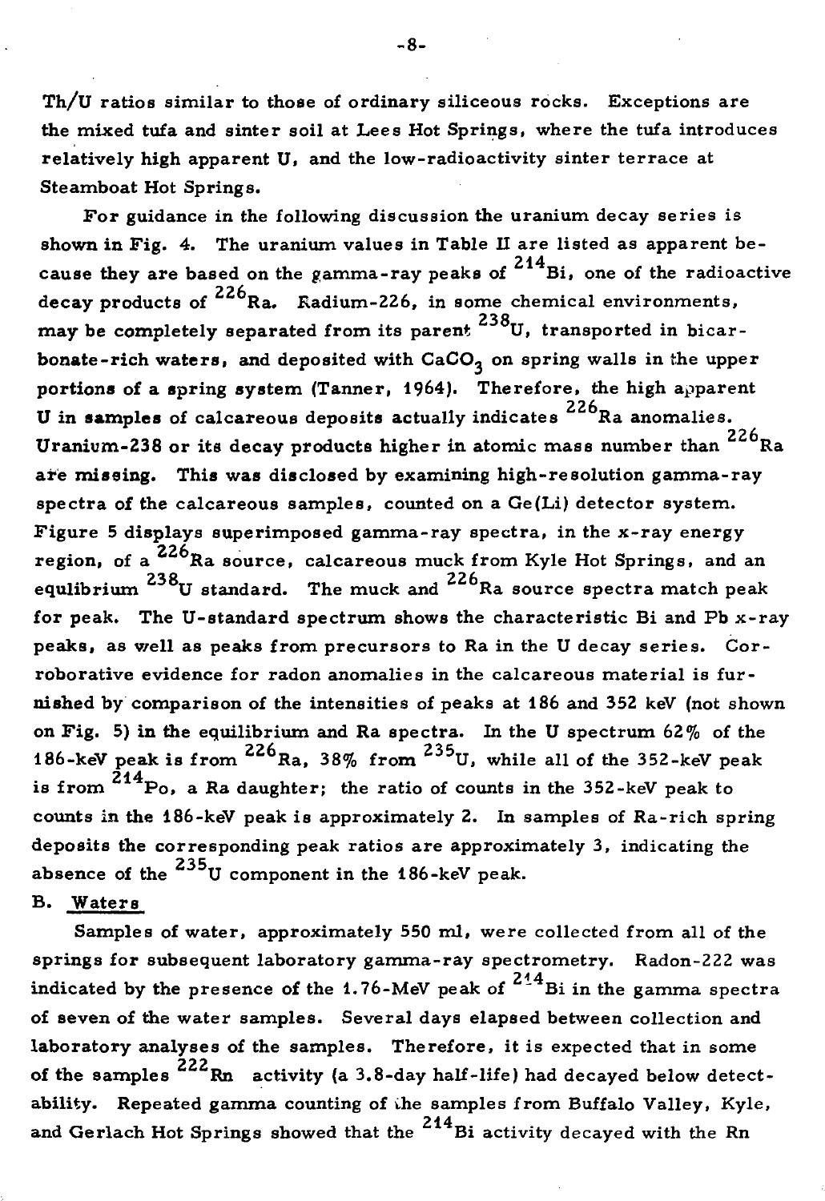Th/U ratios similar to those of ordinary siliceous rocks. Exceptions are the mixed tufa and sinter soil at Lees Hot Springs, where the tufa introduces relatively high apparent U, and the low-radioactivity sinter terrace at Steamboat Hot Springs.

For guidance in the following discussion the uranium decay series is shown in Fig. 4. The uranium values in Table II are listed as apparent because they are based on the gamma-ray peaks of $^{214}$Bi, one of the radioactive decay products of $^{226}$Ra. Radium-226, in some chemical environments, may be completely separated from its parent $^{238}$U, transported in bicarbonate-rich waters, and deposited with $CaCO_3$ on spring walls in the upper portions of a spring system (Tanner, 1964). Therefore, the high apparent U in samples of calcareous deposits actually indicates $^{226}$Ra anomalies. Uranium-238 or its decay products higher in atomic mass number than $^{226}$Ra are missing. This was disclosed by examining high-resolution gamma-ray spectra of the calcareous samples, counted on a Ge(Li) detector system. Figure 5 displays superimposed gamma-ray spectra, in the x-ray energy region, of a $^{226}$Ra source, calcareous muck from Kyle Hot Springs, and an equlibrium $^{238}$U standard. The muck and $^{226}$Ra source spectra match peak for peak. The U-standard spectrum shows the characteristic Bi and Pb x-ray peaks, as well as peaks from precursors to Ra in the U decay series. Corroborative evidence for radon anomalies in the calcareous material is furnished by comparison of the intensities of peaks at 186 and 352 keV (not shown on Fig. 5) in the equilibrium and Ra spectra. In the U spectrum 62% of the 186-keV peak is from $^{226}$Ra, 38% from $^{235}$U, while all of the 352-keV peak is from $^{214}$Po, a Ra daughter; the ratio of counts in the 352-keV peak to counts in the 186-keV peak is approximately 2. In samples of Ra-rich spring deposits the corresponding peak ratios are approximately 3, indicating the absence of the $^{235}$U component in the 186-keV peak.

### B. Waters

Samples of water, approximately 550 ml, were collected from all of the springs for subsequent laboratory gamma-ray spectrometry. Radon-222 was indicated by the presence of the 1.76-MeV peak of $^{214}$Bi in the gamma spectra of seven of the water samples. Several days elapsed between collection and laboratory analyses of the samples. Therefore, it is expected that in some of the samples $^{222}$Rn activity (a 3.8-day half-life) had decayed below detectability. Repeated gamma counting of the samples from Buffalo Valley, Kyle, and Gerlach Hot Springs showed that the $^{214}$Bi activity decayed with the Rn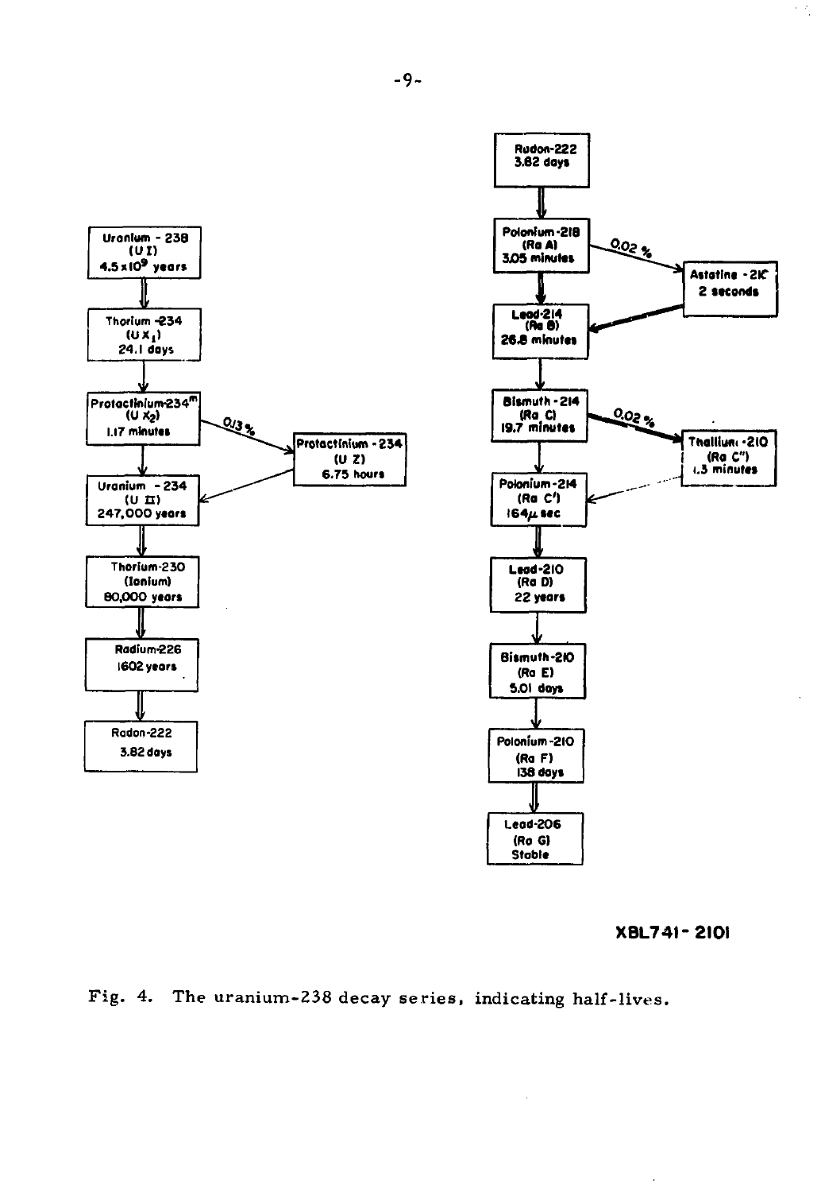**Left chain:**

- Uranium - 238 (U I) $4.5 \times 10^9$ years
- Thorium -234 ($UX_1$) 24.1 days
- Protactinium-234$^m$ ($UX_2$) 1.17 minutes
  - 0.13 % → Protactinium - 234 (U Z) 6.75 hours → Uranium - 234
- Uranium - 234 (U II) 247,000 years
- Thorium-230 (Ionium) 80,000 years
- Radium-226 1602 years
- Radon-222 3.82 days

**Right chain:**

- Radon-222 3.82 days
- Polonium-218 (Ra A) 3.05 minutes
  - 0.02 % → Astatine - 218 2 seconds → Lead-214
- Lead-214 (Ra B) 26.8 minutes
- Bismuth - 214 (Ra C) 19.7 minutes
  - 0.02 % → Thallium -210 (Ra C") 1.3 minutes → Polonium-214
- Polonium-214 (Ra C') 164 $\mu$ sec
- Lead-210 (Ra D) 22 years
- Bismuth-210 (Ra E) 5.01 days
- Polonium-210 (Ra F) 138 days
- Lead-206 (Ra G) Stable

XBL741-2101

Fig. 4. The uranium-238 decay series, indicating half-lives.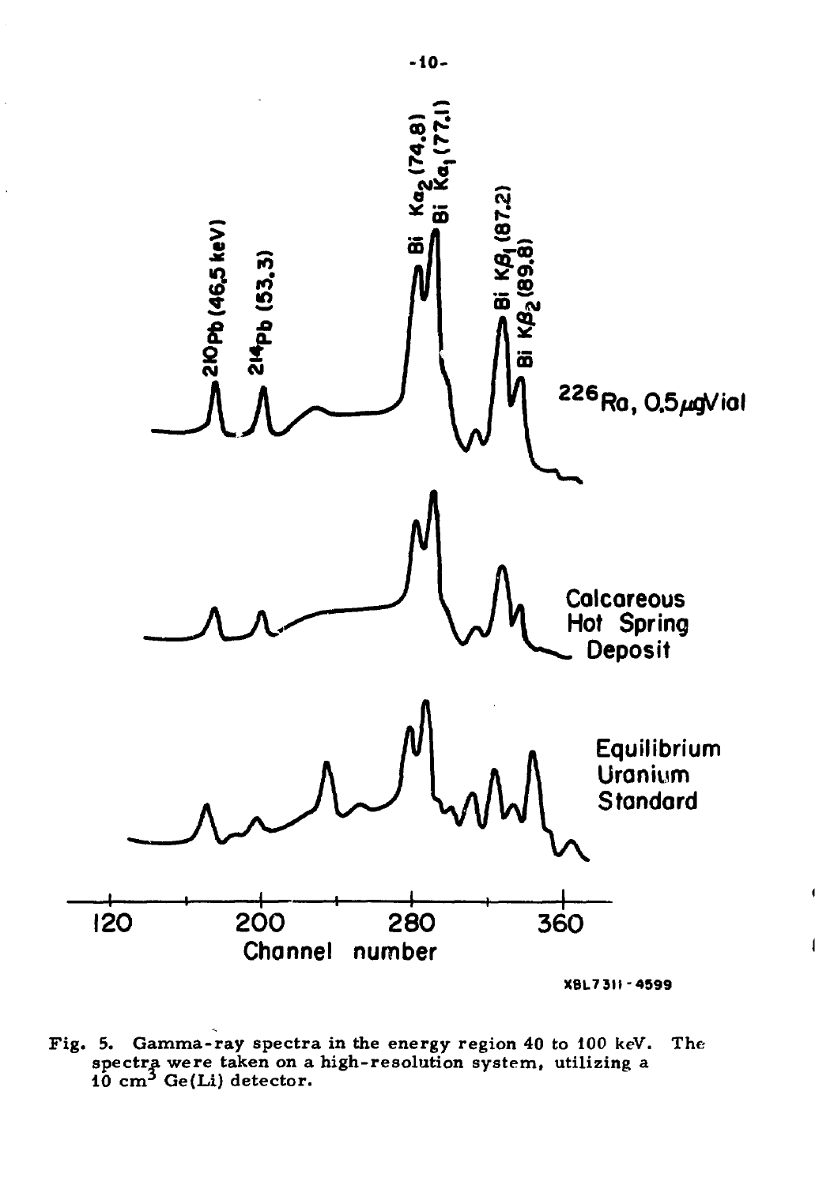Fig. 5. Gamma-ray spectra in the energy region 40 to 100 keV. The spectra were taken on a high-resolution system, utilizing a 10 $cm^3$ Ge(Li) detector.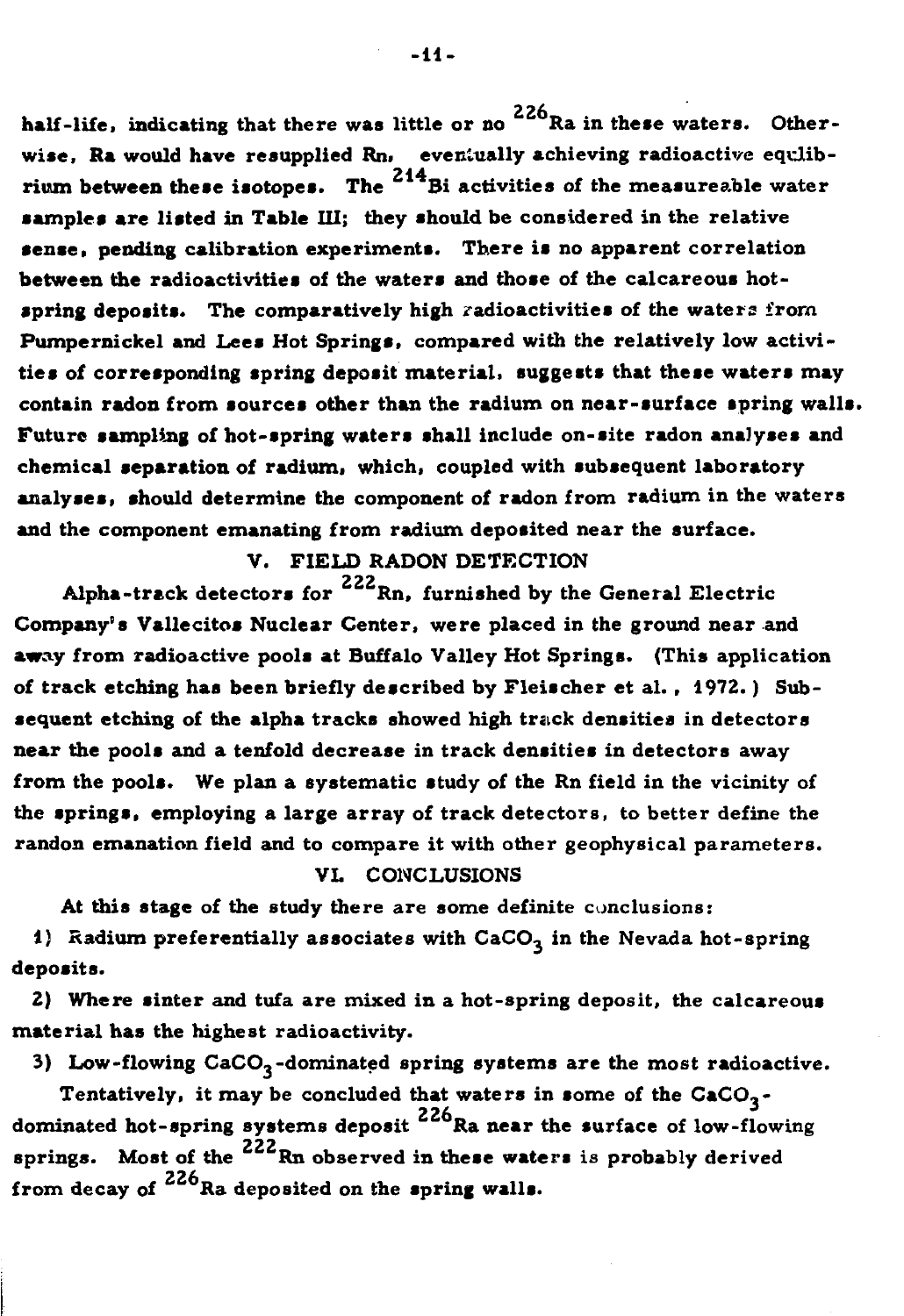half-life, indicating that there was little or no $^{226}Ra$ in these waters. Otherwise, Ra would have resupplied Rn, eventually achieving radioactive equlibrium between these isotopes. The $^{214}Bi$ activities of the measureable water samples are listed in Table III; they should be considered in the relative sense, pending calibration experiments. There is no apparent correlation between the radioactivities of the waters and those of the calcareous hot-spring deposits. The comparatively high radioactivities of the waters from Pumpernickel and Lees Hot Springs, compared with the relatively low activities of corresponding spring deposit material, suggests that these waters may contain radon from sources other than the radium on near-surface spring walls. Future sampling of hot-spring waters shall include on-site radon analyses and chemical separation of radium, which, coupled with subsequent laboratory analyses, should determine the component of radon from radium in the waters and the component emanating from radium deposited near the surface.

## V. FIELD RADON DETECTION

Alpha-track detectors for $^{222}Rn$, furnished by the General Electric Company's Vallecitos Nuclear Center, were placed in the ground near and away from radioactive pools at Buffalo Valley Hot Springs. (This application of track etching has been briefly described by Fleischer et al., 1972.) Subsequent etching of the alpha tracks showed high track densities in detectors near the pools and a tenfold decrease in track densities in detectors away from the pools. We plan a systematic study of the Rn field in the vicinity of the springs, employing a large array of track detectors, to better define the randon emanation field and to compare it with other geophysical parameters.

## VI. CONCLUSIONS

At this stage of the study there are some definite conclusions:

1) Radium preferentially associates with $CaCO_3$ in the Nevada hot-spring deposits.

2) Where sinter and tufa are mixed in a hot-spring deposit, the calcareous material has the highest radioactivity.

3) Low-flowing $CaCO_3$-dominated spring systems are the most radioactive.

Tentatively, it may be concluded that waters in some of the $CaCO_3$-dominated hot-spring systems deposit $^{226}Ra$ near the surface of low-flowing springs. Most of the $^{222}Rn$ observed in these waters is probably derived from decay of $^{226}Ra$ deposited on the spring walls.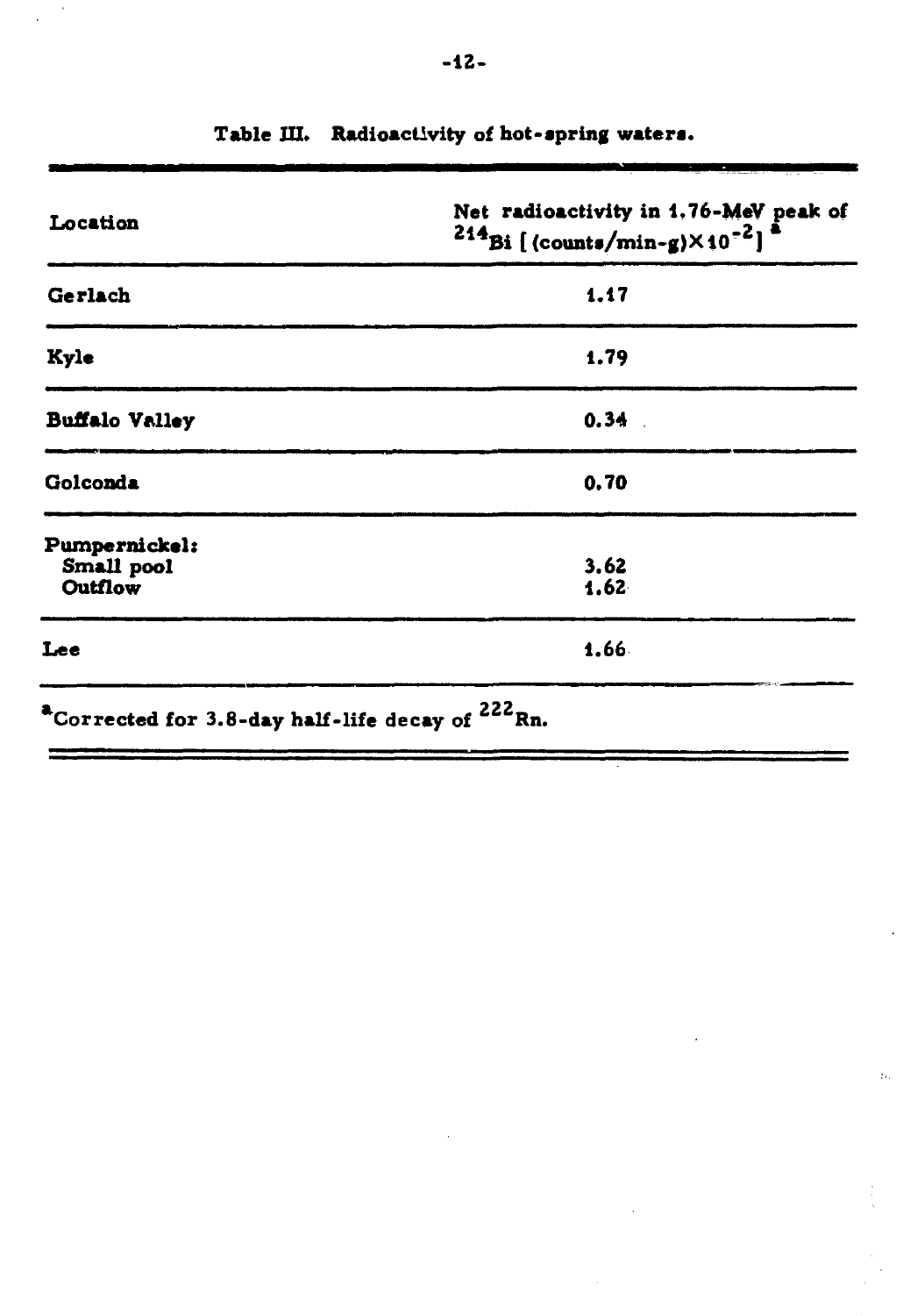Table III. Radioactivity of hot-spring waters.

| Location | Net radioactivity in 1.76-MeV peak of $^{214}Bi$ [(counts/min-g)$\times 10^{-2}$] [a] |
|---|---|
| Gerlach | 1.17 |
| Kyle | 1.79 |
| Buffalo Valley | 0.34 |
| Golconda | 0.70 |
| Pumpernickel: | |
| Small pool | 3.62 |
| Outflow | 1.62 |
| Lee | 1.66 |

[a] Corrected for 3.8-day half-life decay of $^{222}Rn$.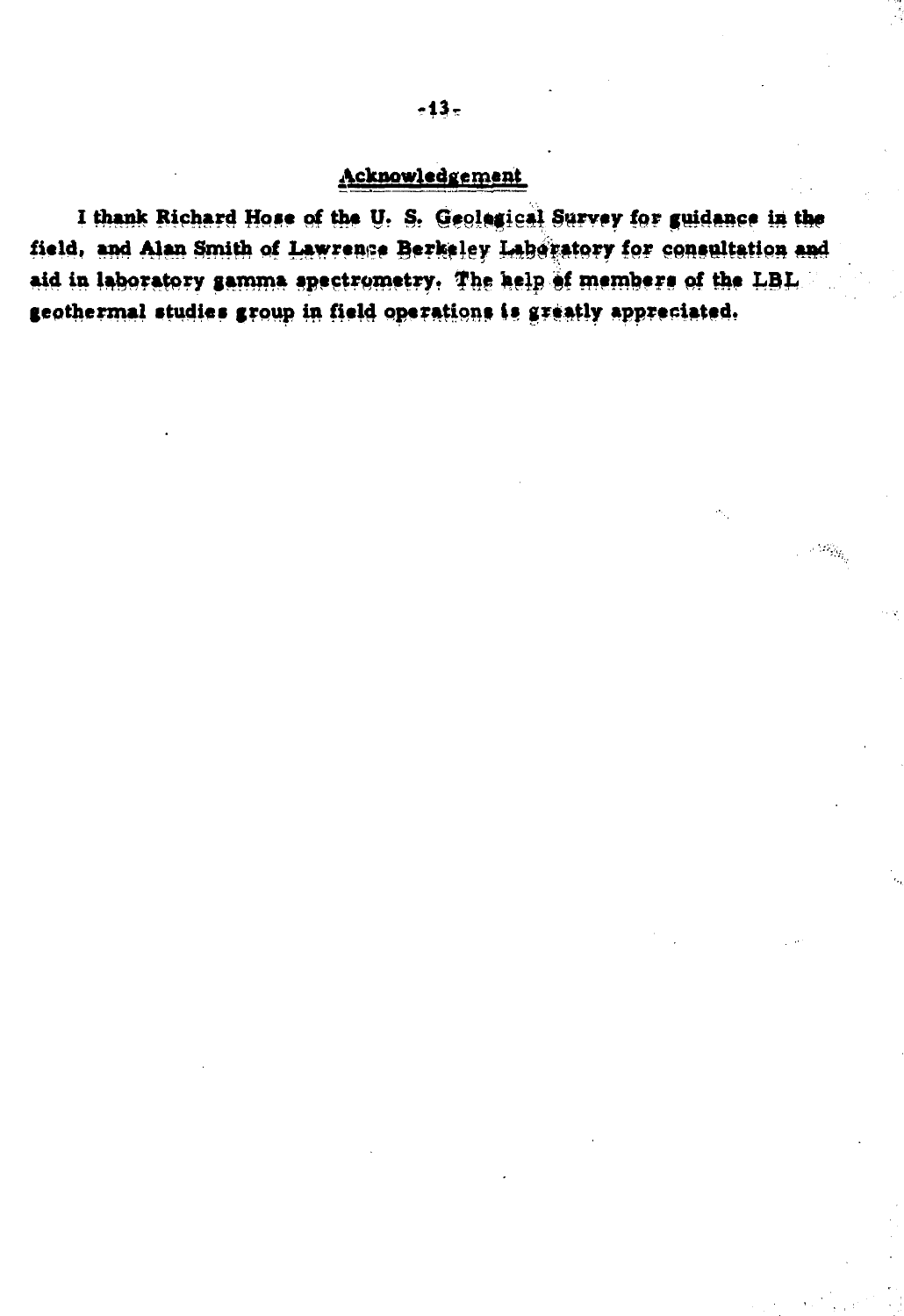## Acknowledgement

I thank Richard Hose of the U. S. Geological Survey for guidance in the field, and Alan Smith of Lawrence Berkeley Laboratory for consultation and aid in laboratory gamma spectrometry. The help of members of the LBL geothermal studies group in field operations is greatly appreciated.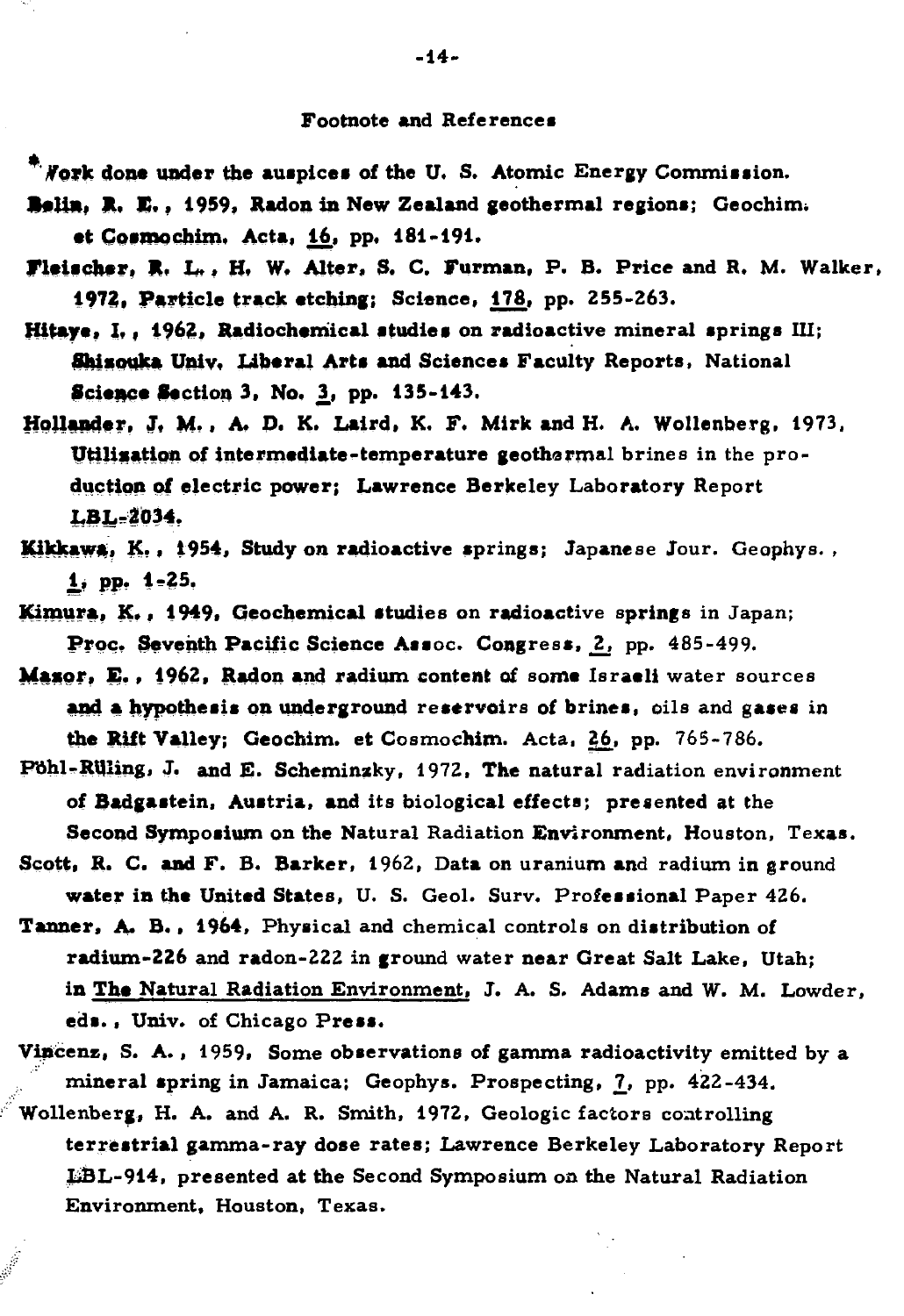## Footnote and References

*Work done under the auspices of the U. S. Atomic Energy Commission.

Belin, R. E., 1959, Radon in New Zealand geothermal regions; Geochim. et Cosmochim. Acta, 16, pp. 181-191.

Fleischer, R. L., H. W. Alter, S. C. Furman, P. B. Price and R. M. Walker, 1972, Particle track etching; Science, 178, pp. 255-263.

Hitaye, I., 1962, Radiochemical studies on radioactive mineral springs III; Shizouka Univ. Liberal Arts and Sciences Faculty Reports, National Science Section 3, No. 3, pp. 135-143.

Hollander, J. M., A. D. K. Laird, K. F. Mirk and H. A. Wollenberg, 1973, Utilization of intermediate-temperature geothermal brines in the production of electric power; Lawrence Berkeley Laboratory Report LBL-2034.

Kikkawa, K., 1954, Study on radioactive springs; Japanese Jour. Geophys., 1, pp. 1-25.

Kimura, K., 1949, Geochemical studies on radioactive springs in Japan; Proc. Seventh Pacific Science Assoc. Congress, 2, pp. 485-499.

Mazor, E., 1962, Radon and radium content of some Israeli water sources and a hypothesis on underground reservoirs of brines, oils and gases in the Rift Valley; Geochim. et Cosmochim. Acta, 26, pp. 765-786.

Pöhl-Rüling, J. and E. Scheminzky, 1972, The natural radiation environment of Badgastein, Austria, and its biological effects; presented at the Second Symposium on the Natural Radiation Environment, Houston, Texas.

Scott, R. C. and F. B. Barker, 1962, Data on uranium and radium in ground water in the United States, U. S. Geol. Surv. Professional Paper 426.

Tanner, A. B., 1964, Physical and chemical controls on distribution of radium-226 and radon-222 in ground water near Great Salt Lake, Utah; in The Natural Radiation Environment, J. A. S. Adams and W. M. Lowder, eds., Univ. of Chicago Press.

Vincenz, S. A., 1959, Some observations of gamma radioactivity emitted by a mineral spring in Jamaica; Geophys. Prospecting, 7, pp. 422-434.

Wollenberg, H. A. and A. R. Smith, 1972, Geologic factors controlling terrestrial gamma-ray dose rates; Lawrence Berkeley Laboratory Report LBL-914, presented at the Second Symposium on the Natural Radiation Environment, Houston, Texas.